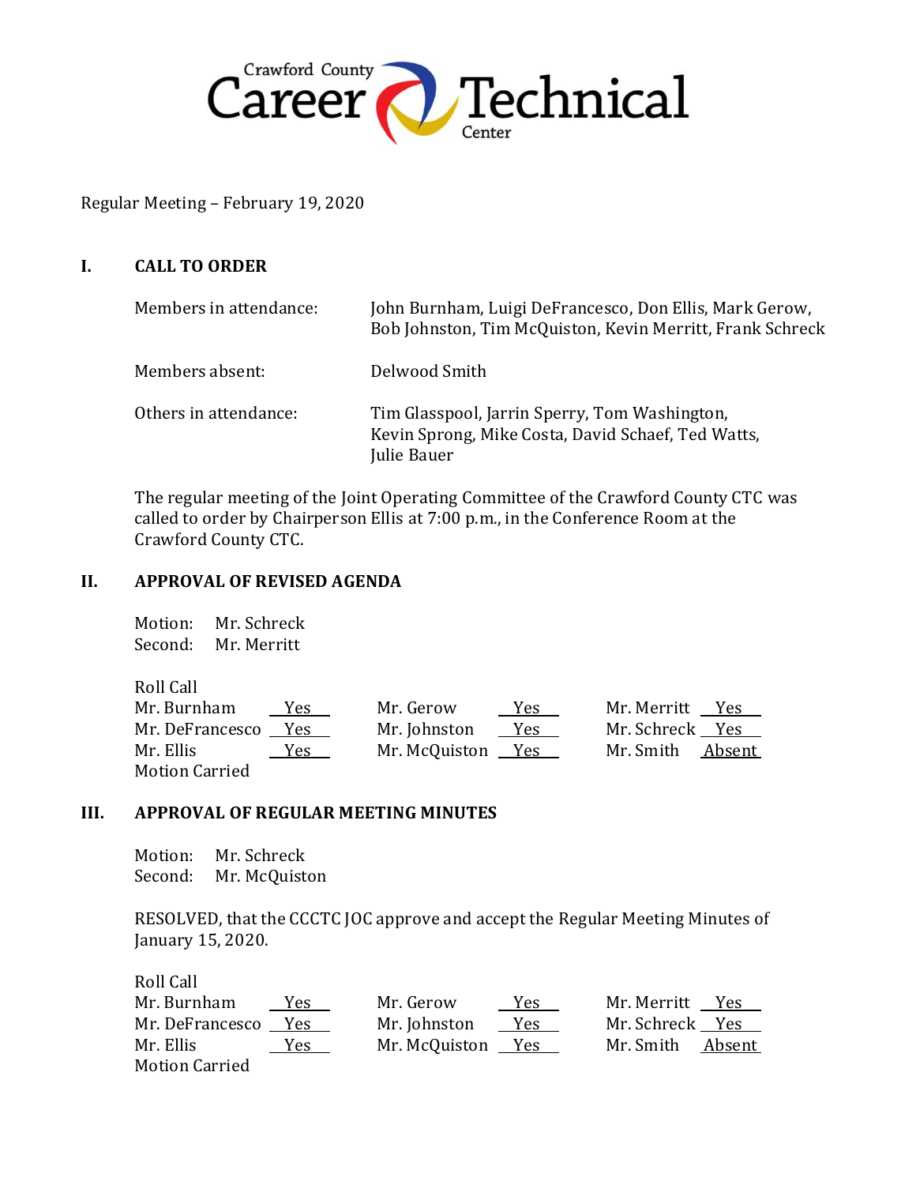Crawford County Career Technical Center

Regular Meeting – February 19, 2020

## I. CALL TO ORDER

| | |
|---|---|
| Members in attendance: | John Burnham, Luigi DeFrancesco, Don Ellis, Mark Gerow, Bob Johnston, Tim McQuiston, Kevin Merritt, Frank Schreck |
| Members absent: | Delwood Smith |
| Others in attendance: | Tim Glasspool, Jarrin Sperry, Tom Washington, Kevin Sprong, Mike Costa, David Schaef, Ted Watts, Julie Bauer |

The regular meeting of the Joint Operating Committee of the Crawford County CTC was called to order by Chairperson Ellis at 7:00 p.m., in the Conference Room at the Crawford County CTC.

## II. APPROVAL OF REVISED AGENDA

Motion: Mr. Schreck
Second: Mr. Merritt

Roll Call

| | | | | | |
|---|---|---|---|---|---|
| Mr. Burnham | Yes | Mr. Gerow | Yes | Mr. Merritt | Yes |
| Mr. DeFrancesco | Yes | Mr. Johnston | Yes | Mr. Schreck | Yes |
| Mr. Ellis | Yes | Mr. McQuiston | Yes | Mr. Smith | Absent |

Motion Carried

## III. APPROVAL OF REGULAR MEETING MINUTES

Motion: Mr. Schreck
Second: Mr. McQuiston

RESOLVED, that the CCCTC JOC approve and accept the Regular Meeting Minutes of January 15, 2020.

Roll Call

| | | | | | |
|---|---|---|---|---|---|
| Mr. Burnham | Yes | Mr. Gerow | Yes | Mr. Merritt | Yes |
| Mr. DeFrancesco | Yes | Mr. Johnston | Yes | Mr. Schreck | Yes |
| Mr. Ellis | Yes | Mr. McQuiston | Yes | Mr. Smith | Absent |

Motion Carried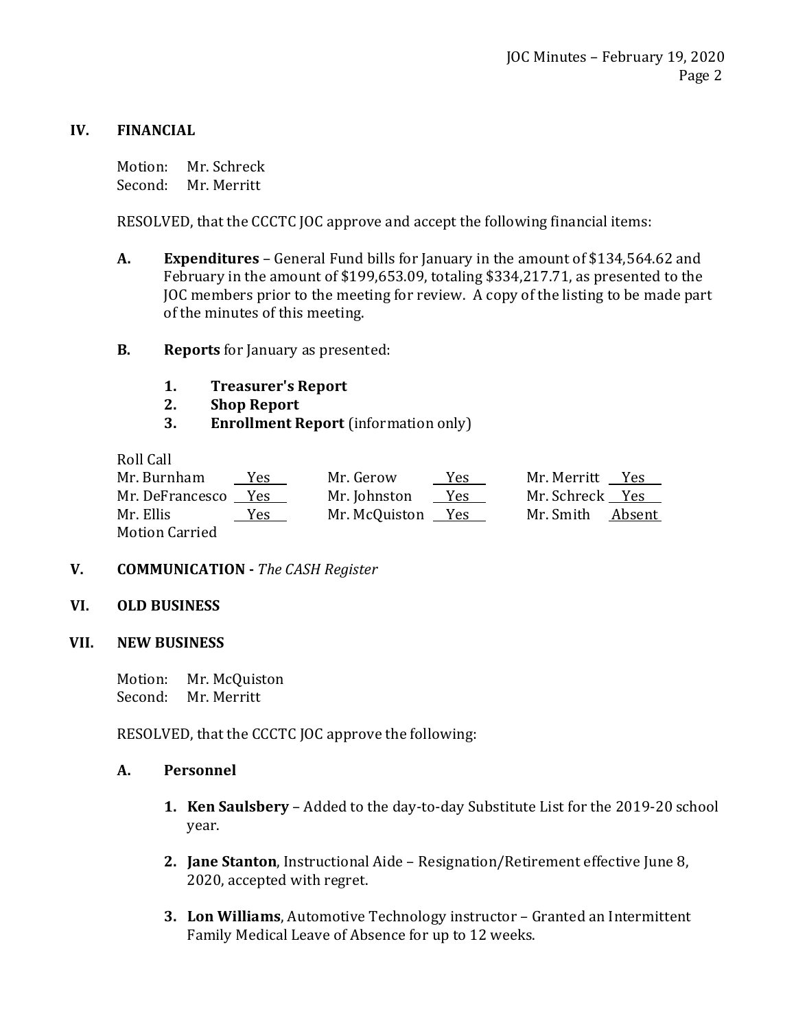## IV. FINANCIAL

Motion: Mr. Schreck
Second: Mr. Merritt

RESOLVED, that the CCCTC JOC approve and accept the following financial items:

**A. Expenditures** – General Fund bills for January in the amount of $134,564.62 and February in the amount of $199,653.09, totaling $334,217.71, as presented to the JOC members prior to the meeting for review. A copy of the listing to be made part of the minutes of this meeting.

**B. Reports** for January as presented:

1. **Treasurer's Report**
2. **Shop Report**
3. **Enrollment Report** (information only)

Roll Call

| | | | | | |
|---|---|---|---|---|---|
| Mr. Burnham | Yes | Mr. Gerow | Yes | Mr. Merritt | Yes |
| Mr. DeFrancesco | Yes | Mr. Johnston | Yes | Mr. Schreck | Yes |
| Mr. Ellis | Yes | Mr. McQuiston | Yes | Mr. Smith | Absent |

Motion Carried

## V. COMMUNICATION - *The CASH Register*

## VI. OLD BUSINESS

## VII. NEW BUSINESS

Motion: Mr. McQuiston
Second: Mr. Merritt

RESOLVED, that the CCCTC JOC approve the following:

### A. Personnel

1. **Ken Saulsbery** – Added to the day-to-day Substitute List for the 2019-20 school year.
2. **Jane Stanton**, Instructional Aide – Resignation/Retirement effective June 8, 2020, accepted with regret.
3. **Lon Williams**, Automotive Technology instructor – Granted an Intermittent Family Medical Leave of Absence for up to 12 weeks.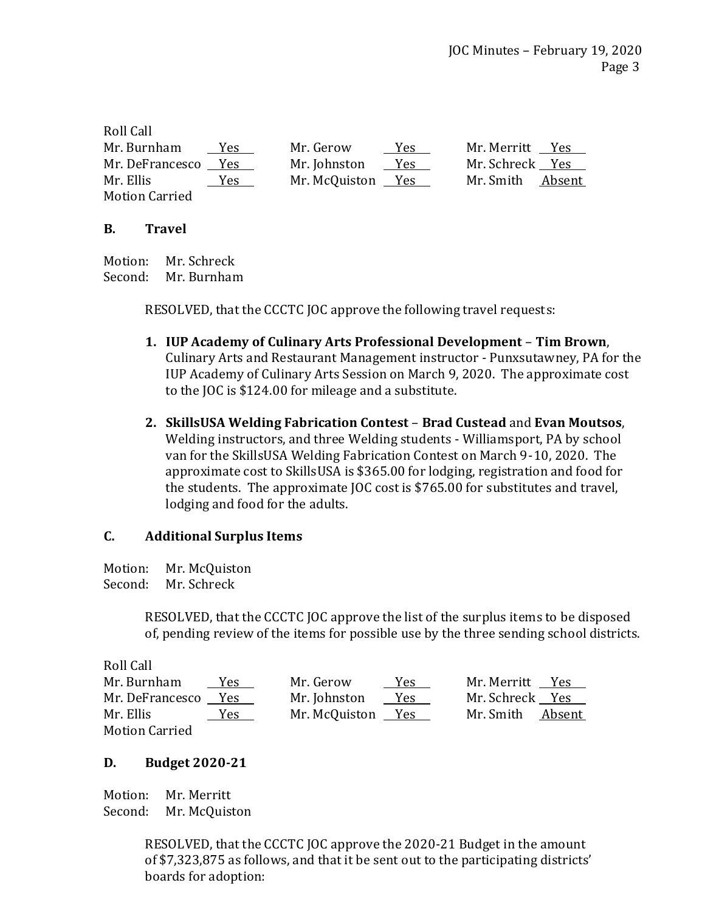Roll Call

| Mr. Burnham | Yes | Mr. Gerow | Yes | Mr. Merritt | Yes |
|---|---|---|---|---|---|
| Mr. DeFrancesco | Yes | Mr. Johnston | Yes | Mr. Schreck | Yes |
| Mr. Ellis | Yes | Mr. McQuiston | Yes | Mr. Smith | Absent |

Motion Carried

### B. Travel

Motion: Mr. Schreck
Second: Mr. Burnham

RESOLVED, that the CCCTC JOC approve the following travel requests:

1. **IUP Academy of Culinary Arts Professional Development** – **Tim Brown**, Culinary Arts and Restaurant Management instructor - Punxsutawney, PA for the IUP Academy of Culinary Arts Session on March 9, 2020. The approximate cost to the JOC is $124.00 for mileage and a substitute.

2. **SkillsUSA Welding Fabrication Contest** – **Brad Custead** and **Evan Moutsos**, Welding instructors, and three Welding students - Williamsport, PA by school van for the SkillsUSA Welding Fabrication Contest on March 9-10, 2020. The approximate cost to SkillsUSA is $365.00 for lodging, registration and food for the students. The approximate JOC cost is $765.00 for substitutes and travel, lodging and food for the adults.

### C. Additional Surplus Items

Motion: Mr. McQuiston
Second: Mr. Schreck

RESOLVED, that the CCCTC JOC approve the list of the surplus items to be disposed of, pending review of the items for possible use by the three sending school districts.

Roll Call

| Mr. Burnham | Yes | Mr. Gerow | Yes | Mr. Merritt | Yes |
|---|---|---|---|---|---|
| Mr. DeFrancesco | Yes | Mr. Johnston | Yes | Mr. Schreck | Yes |
| Mr. Ellis | Yes | Mr. McQuiston | Yes | Mr. Smith | Absent |

Motion Carried

### D. Budget 2020-21

Motion: Mr. Merritt
Second: Mr. McQuiston

RESOLVED, that the CCCTC JOC approve the 2020-21 Budget in the amount of $7,323,875 as follows, and that it be sent out to the participating districts' boards for adoption: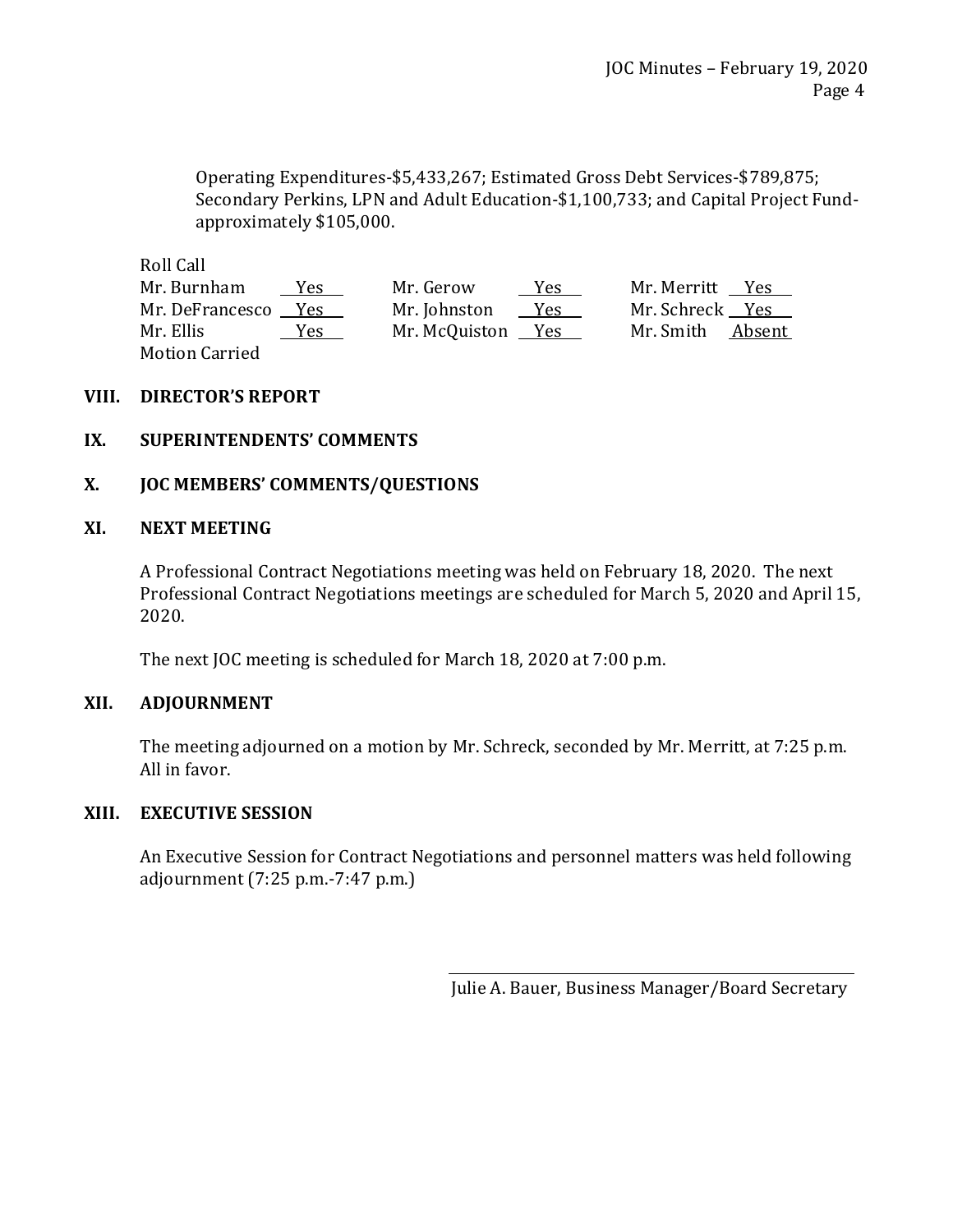Operating Expenditures-$5,433,267; Estimated Gross Debt Services-$789,875; Secondary Perkins, LPN and Adult Education-$1,100,733; and Capital Project Fund-approximately $105,000.

Roll Call

| | | | | | |
|---|---|---|---|---|---|
| Mr. Burnham | Yes | Mr. Gerow | Yes | Mr. Merritt | Yes |
| Mr. DeFrancesco | Yes | Mr. Johnston | Yes | Mr. Schreck | Yes |
| Mr. Ellis | Yes | Mr. McQuiston | Yes | Mr. Smith | Absent |

Motion Carried

## VIII. DIRECTOR'S REPORT

## IX. SUPERINTENDENTS' COMMENTS

## X. JOC MEMBERS' COMMENTS/QUESTIONS

## XI. NEXT MEETING

A Professional Contract Negotiations meeting was held on February 18, 2020. The next Professional Contract Negotiations meetings are scheduled for March 5, 2020 and April 15, 2020.

The next JOC meeting is scheduled for March 18, 2020 at 7:00 p.m.

## XII. ADJOURNMENT

The meeting adjourned on a motion by Mr. Schreck, seconded by Mr. Merritt, at 7:25 p.m. All in favor.

## XIII. EXECUTIVE SESSION

An Executive Session for Contract Negotiations and personnel matters was held following adjournment (7:25 p.m.-7:47 p.m.)

Julie A. Bauer, Business Manager/Board Secretary